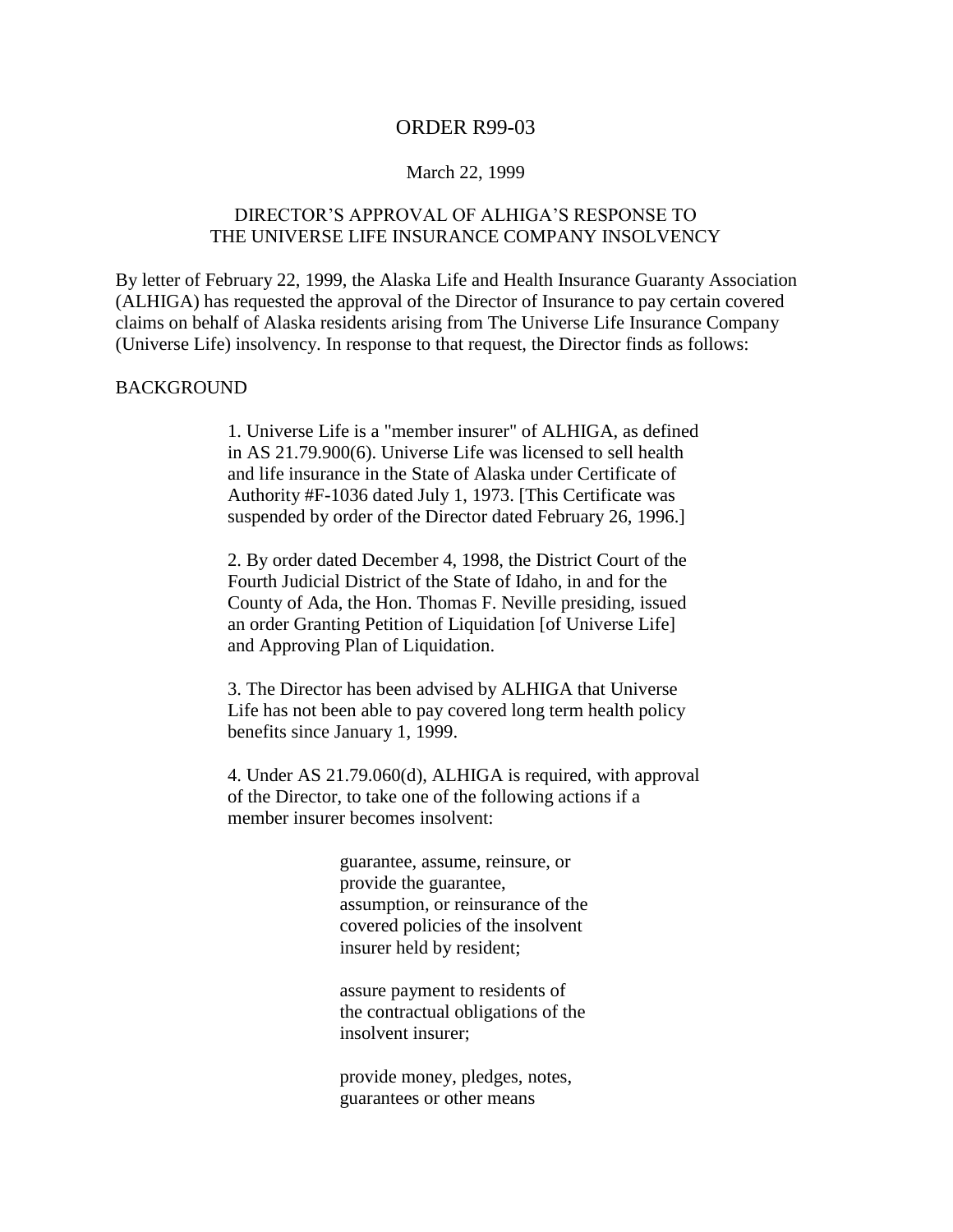# ORDER R99-03

March 22, 1999

## DIRECTOR'S APPROVAL OF ALHIGA'S RESPONSE TO THE UNIVERSE LIFE INSURANCE COMPANY INSOLVENCY

By letter of February 22, 1999, the Alaska Life and Health Insurance Guaranty Association (ALHIGA) has requested the approval of the Director of Insurance to pay certain covered claims on behalf of Alaska residents arising from The Universe Life Insurance Company (Universe Life) insolvency. In response to that request, the Director finds as follows:

BACKGROUND

> 1. Universe Life is a "member insurer" of ALHIGA, as defined in AS 21.79.900(6). Universe Life was licensed to sell health and life insurance in the State of Alaska under Certificate of Authority #F-1036 dated July 1, 1973. [This Certificate was suspended by order of the Director dated February 26, 1996.]
>
> 2. By order dated December 4, 1998, the District Court of the Fourth Judicial District of the State of Idaho, in and for the County of Ada, the Hon. Thomas F. Neville presiding, issued an order Granting Petition of Liquidation [of Universe Life] and Approving Plan of Liquidation.
>
> 3. The Director has been advised by ALHIGA that Universe Life has not been able to pay covered long term health policy benefits since January 1, 1999.
>
> 4. Under AS 21.79.060(d), ALHIGA is required, with approval of the Director, to take one of the following actions if a member insurer becomes insolvent:
>
> > guarantee, assume, reinsure, or provide the guarantee, assumption, or reinsurance of the covered policies of the insolvent insurer held by resident;
> >
> > assure payment to residents of the contractual obligations of the insolvent insurer;
> >
> > provide money, pledges, notes, guarantees or other means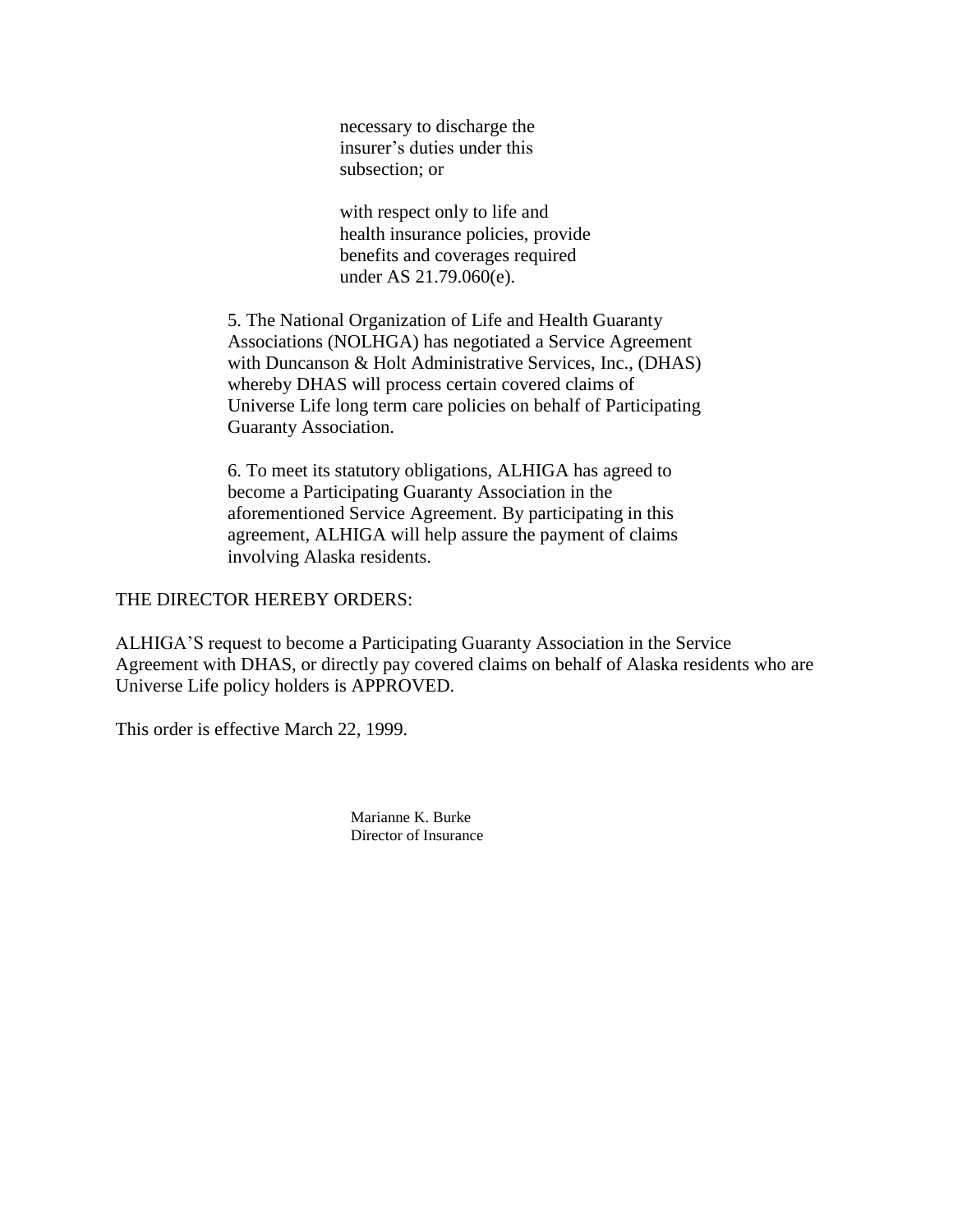necessary to discharge the insurer's duties under this subsection; or

with respect only to life and health insurance policies, provide benefits and coverages required under AS 21.79.060(e).

5. The National Organization of Life and Health Guaranty Associations (NOLHGA) has negotiated a Service Agreement with Duncanson & Holt Administrative Services, Inc., (DHAS) whereby DHAS will process certain covered claims of Universe Life long term care policies on behalf of Participating Guaranty Association.

6. To meet its statutory obligations, ALHIGA has agreed to become a Participating Guaranty Association in the aforementioned Service Agreement. By participating in this agreement, ALHIGA will help assure the payment of claims involving Alaska residents.

THE DIRECTOR HEREBY ORDERS:

ALHIGA'S request to become a Participating Guaranty Association in the Service Agreement with DHAS, or directly pay covered claims on behalf of Alaska residents who are Universe Life policy holders is APPROVED.

This order is effective March 22, 1999.

Marianne K. Burke
Director of Insurance